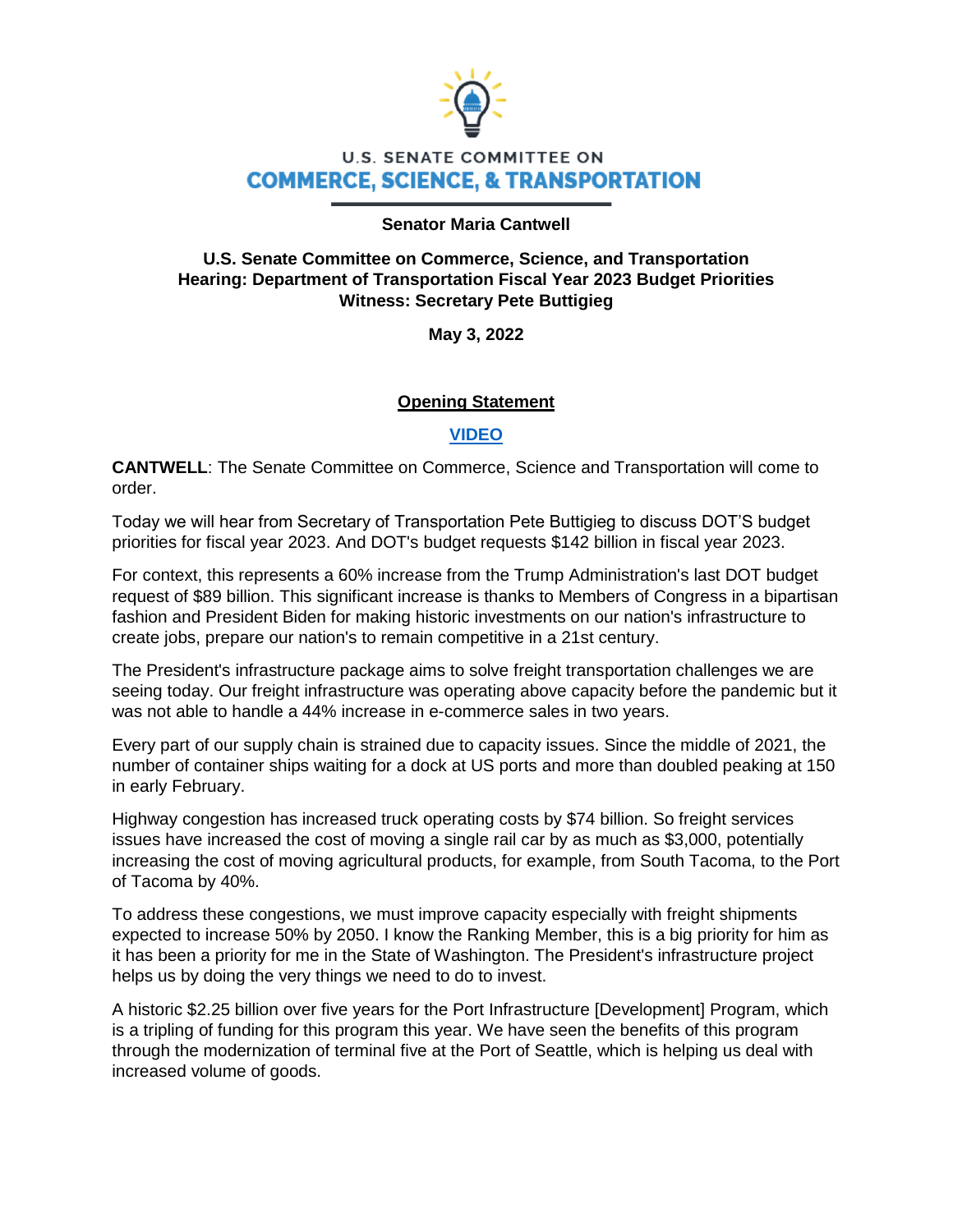U.S. SENATE COMMITTEE ON

**COMMERCE, SCIENCE, & TRANSPORTATION**

**Senator Maria Cantwell**

**U.S. Senate Committee on Commerce, Science, and Transportation**
**Hearing: Department of Transportation Fiscal Year 2023 Budget Priorities**
**Witness: Secretary Pete Buttigieg**

**May 3, 2022**

## Opening Statement

**VIDEO**

**CANTWELL**: The Senate Committee on Commerce, Science and Transportation will come to order.

Today we will hear from Secretary of Transportation Pete Buttigieg to discuss DOT'S budget priorities for fiscal year 2023. And DOT's budget requests $142 billion in fiscal year 2023.

For context, this represents a 60% increase from the Trump Administration's last DOT budget request of $89 billion. This significant increase is thanks to Members of Congress in a bipartisan fashion and President Biden for making historic investments on our nation's infrastructure to create jobs, prepare our nation's to remain competitive in a 21st century.

The President's infrastructure package aims to solve freight transportation challenges we are seeing today. Our freight infrastructure was operating above capacity before the pandemic but it was not able to handle a 44% increase in e-commerce sales in two years.

Every part of our supply chain is strained due to capacity issues. Since the middle of 2021, the number of container ships waiting for a dock at US ports and more than doubled peaking at 150 in early February.

Highway congestion has increased truck operating costs by $74 billion. So freight services issues have increased the cost of moving a single rail car by as much as $3,000, potentially increasing the cost of moving agricultural products, for example, from South Tacoma, to the Port of Tacoma by 40%.

To address these congestions, we must improve capacity especially with freight shipments expected to increase 50% by 2050. I know the Ranking Member, this is a big priority for him as it has been a priority for me in the State of Washington. The President's infrastructure project helps us by doing the very things we need to do to invest.

A historic $2.25 billion over five years for the Port Infrastructure [Development] Program, which is a tripling of funding for this program this year. We have seen the benefits of this program through the modernization of terminal five at the Port of Seattle, which is helping us deal with increased volume of goods.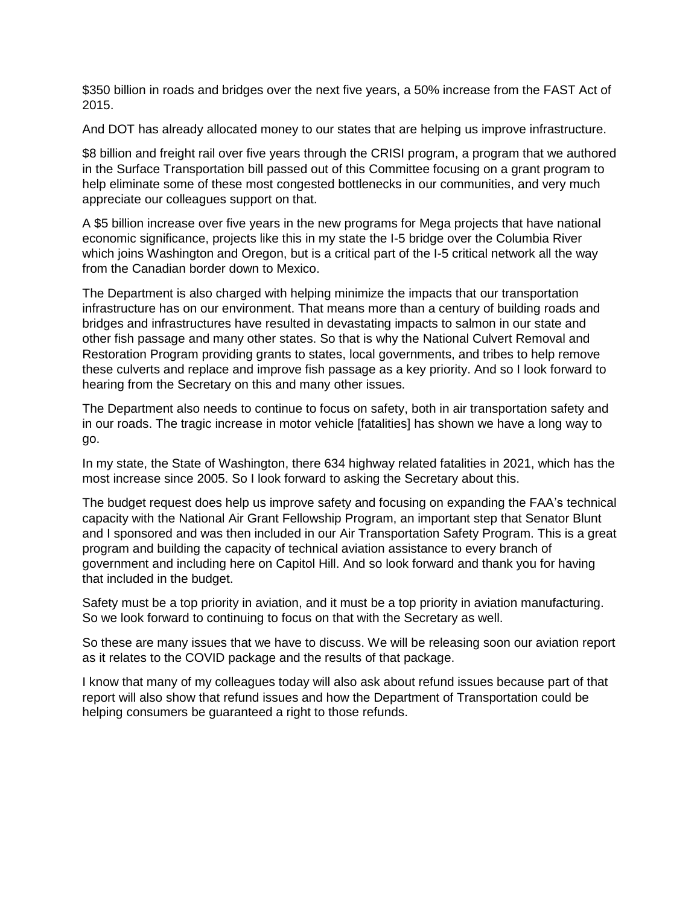$350 billion in roads and bridges over the next five years, a 50% increase from the FAST Act of 2015.

And DOT has already allocated money to our states that are helping us improve infrastructure.

$8 billion and freight rail over five years through the CRISI program, a program that we authored in the Surface Transportation bill passed out of this Committee focusing on a grant program to help eliminate some of these most congested bottlenecks in our communities, and very much appreciate our colleagues support on that.

A $5 billion increase over five years in the new programs for Mega projects that have national economic significance, projects like this in my state the I-5 bridge over the Columbia River which joins Washington and Oregon, but is a critical part of the I-5 critical network all the way from the Canadian border down to Mexico.

The Department is also charged with helping minimize the impacts that our transportation infrastructure has on our environment. That means more than a century of building roads and bridges and infrastructures have resulted in devastating impacts to salmon in our state and other fish passage and many other states. So that is why the National Culvert Removal and Restoration Program providing grants to states, local governments, and tribes to help remove these culverts and replace and improve fish passage as a key priority. And so I look forward to hearing from the Secretary on this and many other issues.

The Department also needs to continue to focus on safety, both in air transportation safety and in our roads. The tragic increase in motor vehicle [fatalities] has shown we have a long way to go.

In my state, the State of Washington, there 634 highway related fatalities in 2021, which has the most increase since 2005. So I look forward to asking the Secretary about this.

The budget request does help us improve safety and focusing on expanding the FAA's technical capacity with the National Air Grant Fellowship Program, an important step that Senator Blunt and I sponsored and was then included in our Air Transportation Safety Program. This is a great program and building the capacity of technical aviation assistance to every branch of government and including here on Capitol Hill. And so look forward and thank you for having that included in the budget.

Safety must be a top priority in aviation, and it must be a top priority in aviation manufacturing. So we look forward to continuing to focus on that with the Secretary as well.

So these are many issues that we have to discuss. We will be releasing soon our aviation report as it relates to the COVID package and the results of that package.

I know that many of my colleagues today will also ask about refund issues because part of that report will also show that refund issues and how the Department of Transportation could be helping consumers be guaranteed a right to those refunds.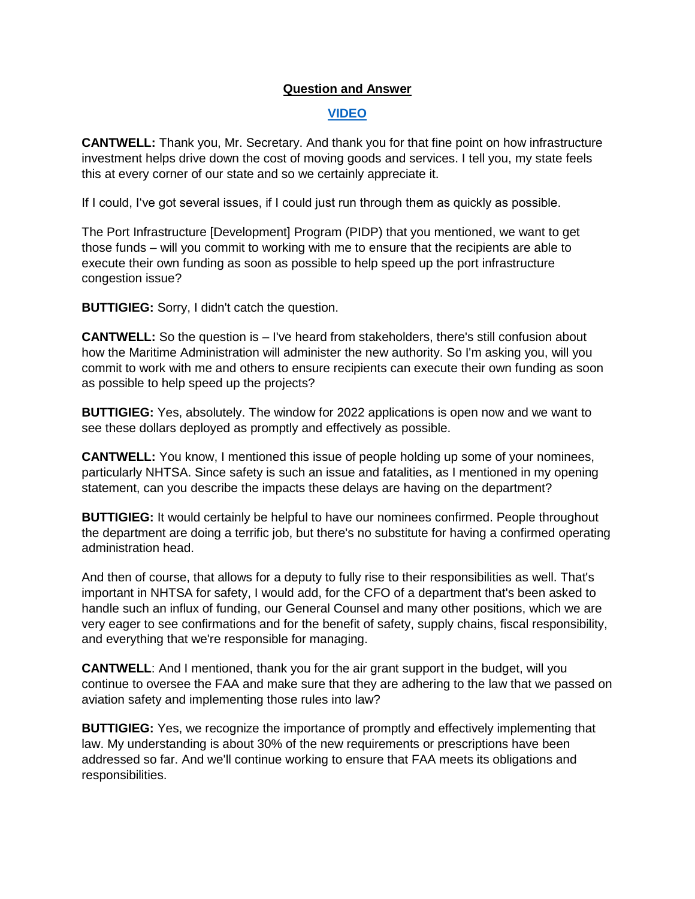**Question and Answer**

**VIDEO**

**CANTWELL:** Thank you, Mr. Secretary. And thank you for that fine point on how infrastructure investment helps drive down the cost of moving goods and services. I tell you, my state feels this at every corner of our state and so we certainly appreciate it.

If I could, I've got several issues, if I could just run through them as quickly as possible.

The Port Infrastructure [Development] Program (PIDP) that you mentioned, we want to get those funds – will you commit to working with me to ensure that the recipients are able to execute their own funding as soon as possible to help speed up the port infrastructure congestion issue?

**BUTTIGIEG:** Sorry, I didn't catch the question.

**CANTWELL:** So the question is – I've heard from stakeholders, there's still confusion about how the Maritime Administration will administer the new authority. So I'm asking you, will you commit to work with me and others to ensure recipients can execute their own funding as soon as possible to help speed up the projects?

**BUTTIGIEG:** Yes, absolutely. The window for 2022 applications is open now and we want to see these dollars deployed as promptly and effectively as possible.

**CANTWELL:** You know, I mentioned this issue of people holding up some of your nominees, particularly NHTSA. Since safety is such an issue and fatalities, as I mentioned in my opening statement, can you describe the impacts these delays are having on the department?

**BUTTIGIEG:** It would certainly be helpful to have our nominees confirmed. People throughout the department are doing a terrific job, but there's no substitute for having a confirmed operating administration head.

And then of course, that allows for a deputy to fully rise to their responsibilities as well. That's important in NHTSA for safety, I would add, for the CFO of a department that's been asked to handle such an influx of funding, our General Counsel and many other positions, which we are very eager to see confirmations and for the benefit of safety, supply chains, fiscal responsibility, and everything that we're responsible for managing.

**CANTWELL**: And I mentioned, thank you for the air grant support in the budget, will you continue to oversee the FAA and make sure that they are adhering to the law that we passed on aviation safety and implementing those rules into law?

**BUTTIGIEG:** Yes, we recognize the importance of promptly and effectively implementing that law. My understanding is about 30% of the new requirements or prescriptions have been addressed so far. And we'll continue working to ensure that FAA meets its obligations and responsibilities.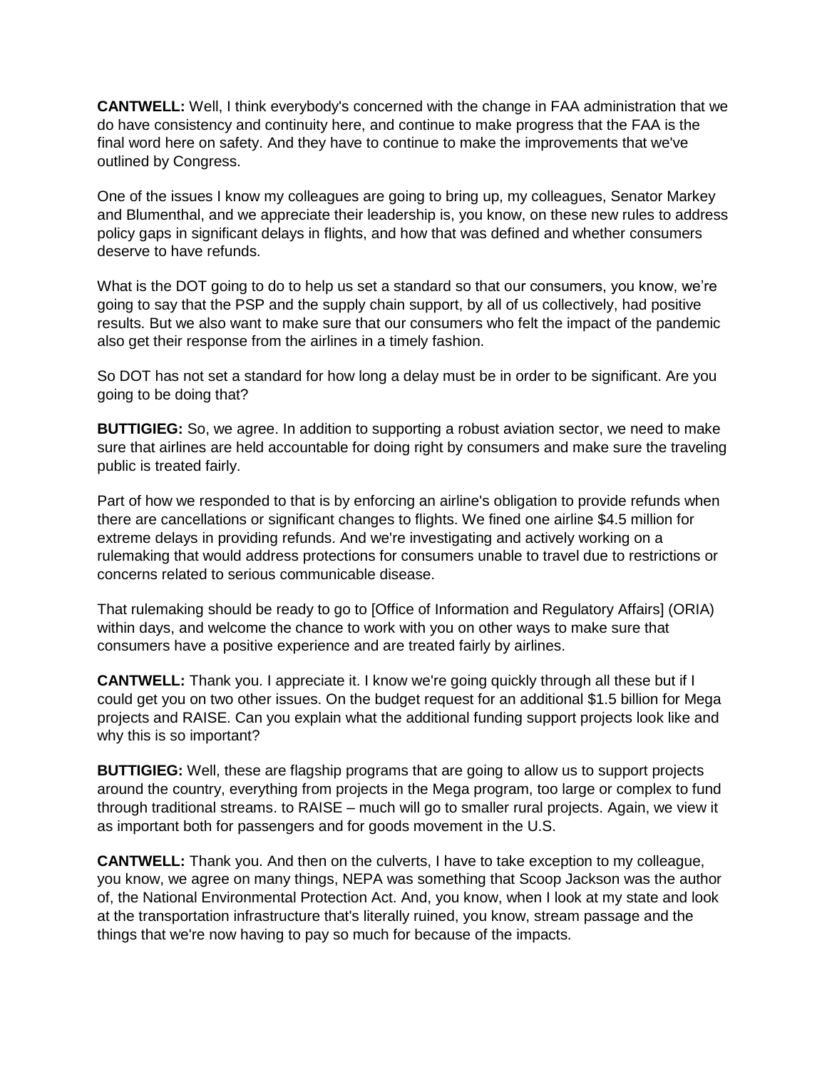**CANTWELL:** Well, I think everybody's concerned with the change in FAA administration that we do have consistency and continuity here, and continue to make progress that the FAA is the final word here on safety. And they have to continue to make the improvements that we've outlined by Congress.

One of the issues I know my colleagues are going to bring up, my colleagues, Senator Markey and Blumenthal, and we appreciate their leadership is, you know, on these new rules to address policy gaps in significant delays in flights, and how that was defined and whether consumers deserve to have refunds.

What is the DOT going to do to help us set a standard so that our consumers, you know, we're going to say that the PSP and the supply chain support, by all of us collectively, had positive results. But we also want to make sure that our consumers who felt the impact of the pandemic also get their response from the airlines in a timely fashion.

So DOT has not set a standard for how long a delay must be in order to be significant. Are you going to be doing that?

**BUTTIGIEG:** So, we agree. In addition to supporting a robust aviation sector, we need to make sure that airlines are held accountable for doing right by consumers and make sure the traveling public is treated fairly.

Part of how we responded to that is by enforcing an airline's obligation to provide refunds when there are cancellations or significant changes to flights. We fined one airline $4.5 million for extreme delays in providing refunds. And we're investigating and actively working on a rulemaking that would address protections for consumers unable to travel due to restrictions or concerns related to serious communicable disease.

That rulemaking should be ready to go to [Office of Information and Regulatory Affairs] (ORIA) within days, and welcome the chance to work with you on other ways to make sure that consumers have a positive experience and are treated fairly by airlines.

**CANTWELL:** Thank you. I appreciate it. I know we're going quickly through all these but if I could get you on two other issues. On the budget request for an additional $1.5 billion for Mega projects and RAISE. Can you explain what the additional funding support projects look like and why this is so important?

**BUTTIGIEG:** Well, these are flagship programs that are going to allow us to support projects around the country, everything from projects in the Mega program, too large or complex to fund through traditional streams. to RAISE – much will go to smaller rural projects. Again, we view it as important both for passengers and for goods movement in the U.S.

**CANTWELL:** Thank you. And then on the culverts, I have to take exception to my colleague, you know, we agree on many things, NEPA was something that Scoop Jackson was the author of, the National Environmental Protection Act. And, you know, when I look at my state and look at the transportation infrastructure that's literally ruined, you know, stream passage and the things that we're now having to pay so much for because of the impacts.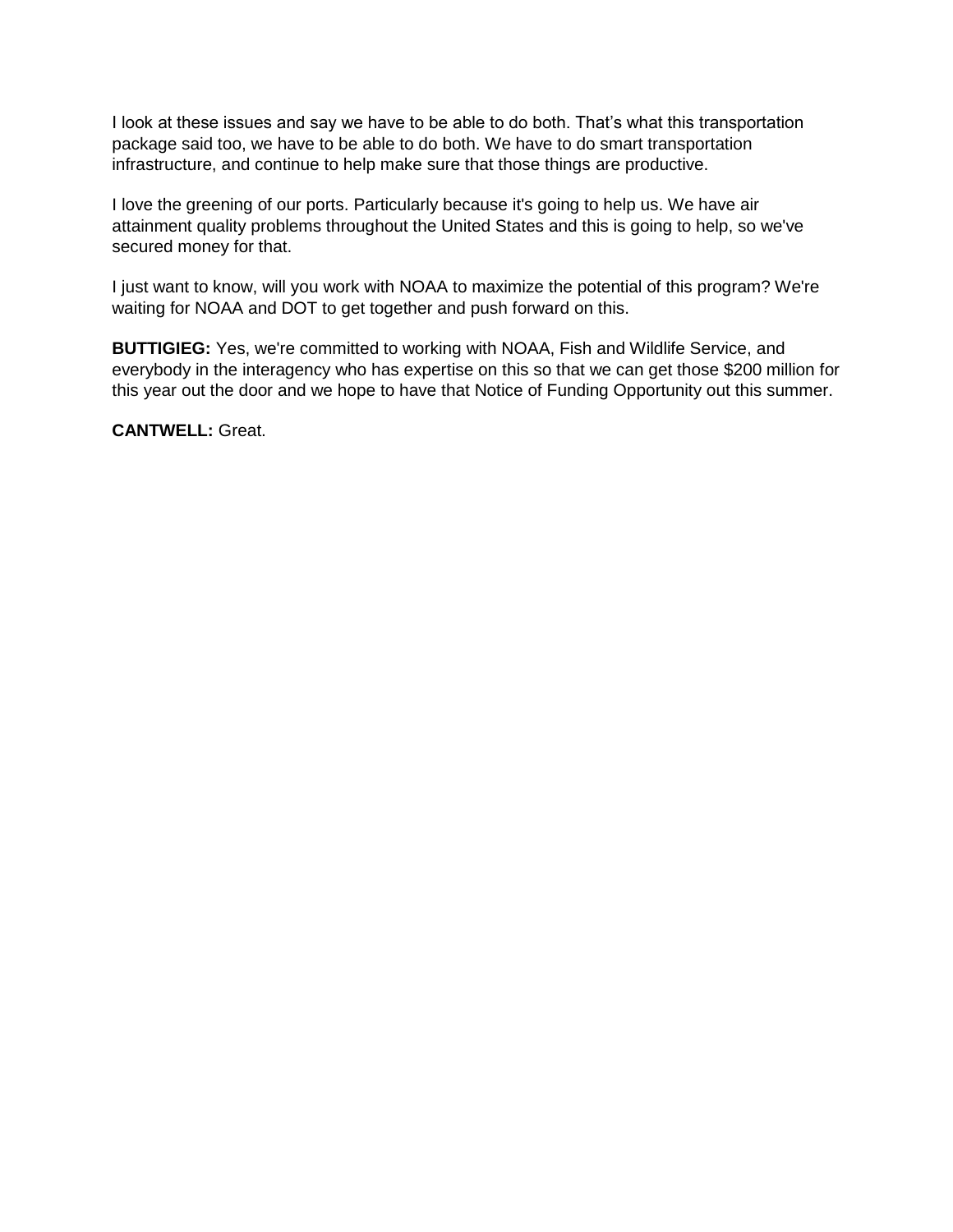I look at these issues and say we have to be able to do both. That's what this transportation package said too, we have to be able to do both. We have to do smart transportation infrastructure, and continue to help make sure that those things are productive.

I love the greening of our ports. Particularly because it's going to help us. We have air attainment quality problems throughout the United States and this is going to help, so we've secured money for that.

I just want to know, will you work with NOAA to maximize the potential of this program? We're waiting for NOAA and DOT to get together and push forward on this.

**BUTTIGIEG:** Yes, we're committed to working with NOAA, Fish and Wildlife Service, and everybody in the interagency who has expertise on this so that we can get those $200 million for this year out the door and we hope to have that Notice of Funding Opportunity out this summer.

**CANTWELL:** Great.